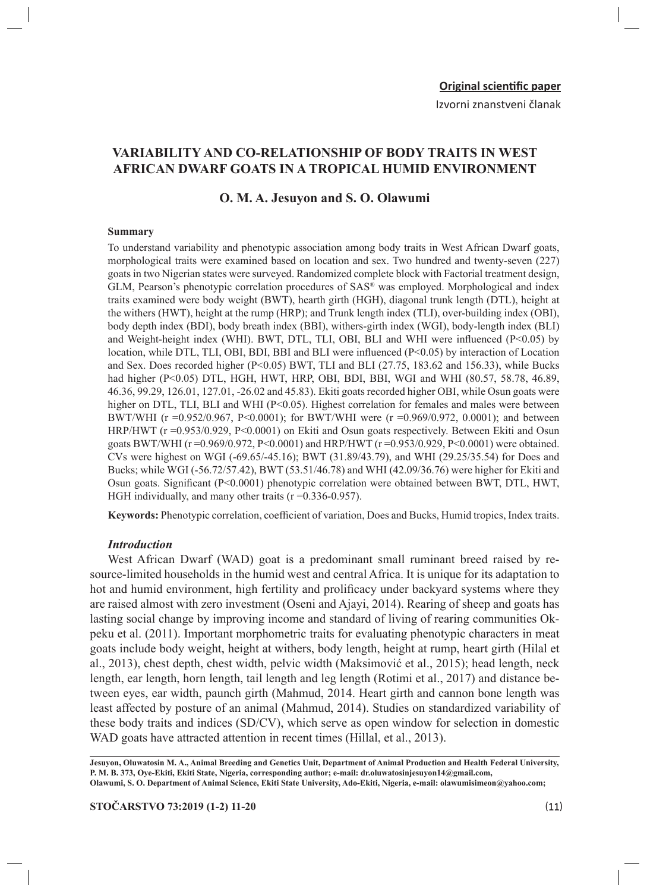**Original scientific paper**

Izvorni znanstveni članak

# VARIABILITY AND CO-RELATIONSHIP OF BODY TRAITS IN WEST AFRICAN DWARF GOATS IN A TROPICAL HUMID ENVIRONMENT

## O. M. A. Jesuyon and S. O. Olawumi

### Summary

To understand variability and phenotypic association among body traits in West African Dwarf goats, morphological traits were examined based on location and sex. Two hundred and twenty-seven (227) goats in two Nigerian states were surveyed. Randomized complete block with Factorial treatment design, GLM, Pearson's phenotypic correlation procedures of SAS® was employed. Morphological and index traits examined were body weight (BWT), hearth girth (HGH), diagonal trunk length (DTL), height at the withers (HWT), height at the rump (HRP); and Trunk length index (TLI), over-building index (OBI), body depth index (BDI), body breath index (BBI), withers-girth index (WGI), body-length index (BLI) and Weight-height index (WHI). BWT, DTL, TLI, OBI, BLI and WHI were influenced ($P<0.05$) by location, while DTL, TLI, OBI, BDI, BBI and BLI were influenced ($P<0.05$) by interaction of Location and Sex. Does recorded higher ($P<0.05$) BWT, TLI and BLI (27.75, 183.62 and 156.33), while Bucks had higher ($P<0.05$) DTL, HGH, HWT, HRP, OBI, BDI, BBI, WGI and WHI (80.57, 58.78, 46.89, 46.36, 99.29, 126.01, 127.01, -26.02 and 45.83). Ekiti goats recorded higher OBI, while Osun goats were higher on DTL, TLI, BLI and WHI ($P<0.05$). Highest correlation for females and males were between BWT/WHI ($r=0.952/0.967$, $P<0.0001$); for BWT/WHI were ($r=0.969/0.972$, $0.0001$); and between HRP/HWT ($r=0.953/0.929$, $P<0.0001$) on Ekiti and Osun goats respectively. Between Ekiti and Osun goats BWT/WHI ($r=0.969/0.972$, $P<0.0001$) and HRP/HWT ($r=0.953/0.929$, $P<0.0001$) were obtained. CVs were highest on WGI (-69.65/-45.16); BWT (31.89/43.79), and WHI (29.25/35.54) for Does and Bucks; while WGI (-56.72/57.42), BWT (53.51/46.78) and WHI (42.09/36.76) were higher for Ekiti and Osun goats. Significant ($P<0.0001$) phenotypic correlation were obtained between BWT, DTL, HWT, HGH individually, and many other traits ($r=0.336$-$0.957$).

**Keywords:** Phenotypic correlation, coefficient of variation, Does and Bucks, Humid tropics, Index traits.

### *Introduction*

West African Dwarf (WAD) goat is a predominant small ruminant breed raised by resource-limited households in the humid west and central Africa. It is unique for its adaptation to hot and humid environment, high fertility and prolificacy under backyard systems where they are raised almost with zero investment (Oseni and Ajayi, 2014). Rearing of sheep and goats has lasting social change by improving income and standard of living of rearing communities Okpeku et al. (2011). Important morphometric traits for evaluating phenotypic characters in meat goats include body weight, height at withers, body length, height at rump, heart girth (Hilal et al., 2013), chest depth, chest width, pelvic width (Maksimović et al., 2015); head length, neck length, ear length, horn length, tail length and leg length (Rotimi et al., 2017) and distance between eyes, ear width, paunch girth (Mahmud, 2014. Heart girth and cannon bone length was least affected by posture of an animal (Mahmud, 2014). Studies on standardized variability of these body traits and indices (SD/CV), which serve as open window for selection in domestic WAD goats have attracted attention in recent times (Hillal, et al., 2013).

---

**Jesuyon, Oluwatosin M. A., Animal Breeding and Genetics Unit, Department of Animal Production and Health Federal University, P. M. B. 373, Oye-Ekiti, Ekiti State, Nigeria, corresponding author; e-mail: dr.oluwatosinjesuyon14@gmail.com,**
**Olawumi, S. O. Department of Animal Science, Ekiti State University, Ado-Ekiti, Nigeria, e-mail: olawumisimeon@yahoo.com;**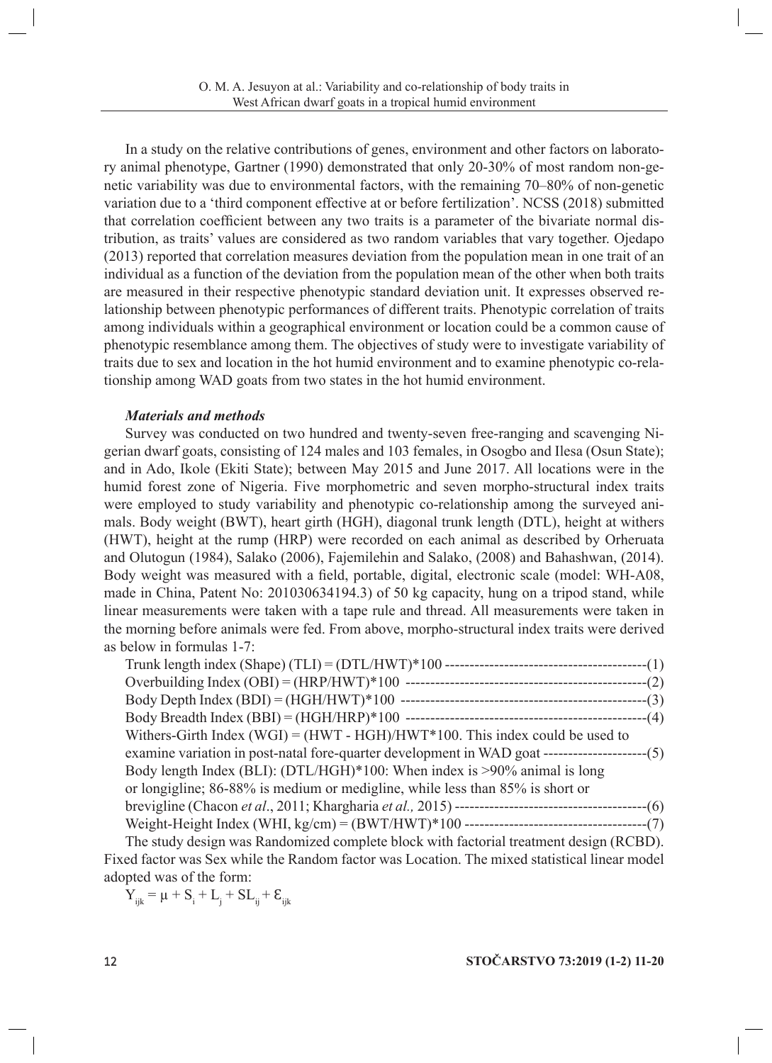In a study on the relative contributions of genes, environment and other factors on laboratory animal phenotype, Gartner (1990) demonstrated that only 20-30% of most random non-genetic variability was due to environmental factors, with the remaining 70–80% of non-genetic variation due to a 'third component effective at or before fertilization'. NCSS (2018) submitted that correlation coefficient between any two traits is a parameter of the bivariate normal distribution, as traits' values are considered as two random variables that vary together. Ojedapo (2013) reported that correlation measures deviation from the population mean in one trait of an individual as a function of the deviation from the population mean of the other when both traits are measured in their respective phenotypic standard deviation unit. It expresses observed relationship between phenotypic performances of different traits. Phenotypic correlation of traits among individuals within a geographical environment or location could be a common cause of phenotypic resemblance among them. The objectives of study were to investigate variability of traits due to sex and location in the hot humid environment and to examine phenotypic co-relationship among WAD goats from two states in the hot humid environment.

### *Materials and methods*

Survey was conducted on two hundred and twenty-seven free-ranging and scavenging Nigerian dwarf goats, consisting of 124 males and 103 females, in Osogbo and Ilesa (Osun State); and in Ado, Ikole (Ekiti State); between May 2015 and June 2017. All locations were in the humid forest zone of Nigeria. Five morphometric and seven morpho-structural index traits were employed to study variability and phenotypic co-relationship among the surveyed animals. Body weight (BWT), heart girth (HGH), diagonal trunk length (DTL), height at withers (HWT), height at the rump (HRP) were recorded on each animal as described by Orheruata and Olutogun (1984), Salako (2006), Fajemilehin and Salako, (2008) and Bahashwan, (2014). Body weight was measured with a field, portable, digital, electronic scale (model: WH-A08, made in China, Patent No: 201030634194.3) of 50 kg capacity, hung on a tripod stand, while linear measurements were taken with a tape rule and thread. All measurements were taken in the morning before animals were fed. From above, morpho-structural index traits were derived as below in formulas 1-7:

Trunk length index (Shape) (TLI) = (DTL/HWT)*100 ----------------------------------------(1)

Overbuilding Index (OBI) = (HRP/HWT)*100 ------------------------------------------------(2)

Body Depth Index (BDI) = (HGH/HWT)*100 -------------------------------------------------(3)

Body Breadth Index (BBI) = (HGH/HRP)*100 ------------------------------------------------(4)

Withers-Girth Index (WGI) = (HWT - HGH)/HWT*100. This index could be used to examine variation in post-natal fore-quarter development in WAD goat ---------------------(5)

Body length Index (BLI): (DTL/HGH)*100: When index is >90% animal is long or longigline; 86-88% is medium or medigline, while less than 85% is short or brevigline (Chacon *et al*., 2011; Khargharia *et al.,* 2015) --------------------------------------(6)

Weight-Height Index (WHI, kg/cm) = (BWT/HWT)*100 -------------------------------------(7)

The study design was Randomized complete block with factorial treatment design (RCBD). Fixed factor was Sex while the Random factor was Location. The mixed statistical linear model adopted was of the form:

$$Y_{ijk} = \mu + S_i + L_j + SL_{ij} + \varepsilon_{ijk}$$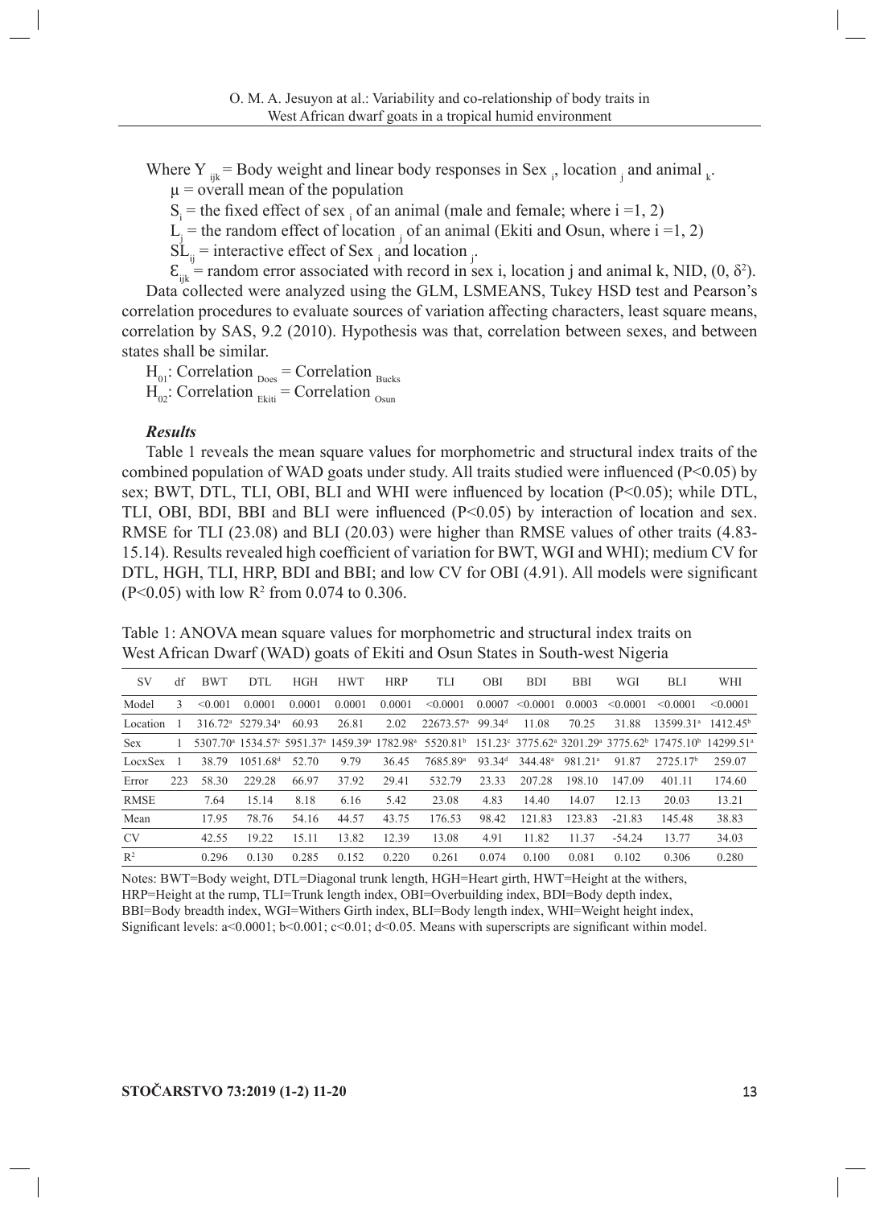Where $Y_{ijk}$ = Body weight and linear body responses in Sex $_i$, location $_j$ and animal $_k$.

$\mu$ = overall mean of the population

$S_i$ = the fixed effect of sex $_i$ of an animal (male and female; where i =1, 2)

$L_j$ = the random effect of location $_j$ of an animal (Ekiti and Osun, where i =1, 2)

$SL_{ij}$ = interactive effect of Sex $_i$ and location $_j$.

$\mathcal{E}_{ijk}$ = random error associated with record in sex i, location j and animal k, NID, $(0, \delta^2)$.

Data collected were analyzed using the GLM, LSMEANS, Tukey HSD test and Pearson's correlation procedures to evaluate sources of variation affecting characters, least square means, correlation by SAS, 9.2 (2010). Hypothesis was that, correlation between sexes, and between states shall be similar.

$H_{01}$: Correlation $_{Does}$ = Correlation $_{Bucks}$

$H_{02}$: Correlation $_{Ekiti}$ = Correlation $_{Osun}$

### *Results*

Table 1 reveals the mean square values for morphometric and structural index traits of the combined population of WAD goats under study. All traits studied were influenced ($P<0.05$) by sex; BWT, DTL, TLI, OBI, BLI and WHI were influenced by location ($P<0.05$); while DTL, TLI, OBI, BDI, BBI and BLI were influenced ($P<0.05$) by interaction of location and sex. RMSE for TLI (23.08) and BLI (20.03) were higher than RMSE values of other traits (4.83-15.14). Results revealed high coefficient of variation for BWT, WGI and WHI); medium CV for DTL, HGH, TLI, HRP, BDI and BBI; and low CV for OBI (4.91). All models were significant ($P<0.05$) with low $R^2$ from 0.074 to 0.306.

Table 1: ANOVA mean square values for morphometric and structural index traits on West African Dwarf (WAD) goats of Ekiti and Osun States in South-west Nigeria

| SV | df | BWT | DTL | HGH | HWT | HRP | TLI | OBI | BDI | BBI | WGI | BLI | WHI |
|---|---|---|---|---|---|---|---|---|---|---|---|---|---|
| Model | 3 | <0.001 | 0.0001 | 0.0001 | 0.0001 | 0.0001 | <0.0001 | 0.0007 | <0.0001 | 0.0003 | <0.0001 | <0.0001 | <0.0001 |
| Location | 1 | 316.72[a] | 5279.34[a] | 60.93 | 26.81 | 2.02 | 22673.57[a] | 99.34[d] | 11.08 | 70.25 | 31.88 | 13599.31[a] | 1412.45[b] |
| Sex | 1 | 5307.70[a] | 1534.57[c] | 5951.37[a] | 1459.39[a] | 1782.98[a] | 5520.81[b] | 151.23[c] | 3775.62[a] | 3201.29[a] | 3775.62[b] | 17475.10[b] | 14299.51[a] |
| LocxSex | 1 | 38.79 | 1051.68[d] | 52.70 | 9.79 | 36.45 | 7685.89[a] | 93.34[d] | 344.48[a] | 981.21[a] | 91.87 | 2725.17[b] | 259.07 |
| Error | 223 | 58.30 | 229.28 | 66.97 | 37.92 | 29.41 | 532.79 | 23.33 | 207.28 | 198.10 | 147.09 | 401.11 | 174.60 |
| RMSE | | 7.64 | 15.14 | 8.18 | 6.16 | 5.42 | 23.08 | 4.83 | 14.40 | 14.07 | 12.13 | 20.03 | 13.21 |
| Mean | | 17.95 | 78.76 | 54.16 | 44.57 | 43.75 | 176.53 | 98.42 | 121.83 | 123.83 | -21.83 | 145.48 | 38.83 |
| CV | | 42.55 | 19.22 | 15.11 | 13.82 | 12.39 | 13.08 | 4.91 | 11.82 | 11.37 | -54.24 | 13.77 | 34.03 |
| $R^2$ | | 0.296 | 0.130 | 0.285 | 0.152 | 0.220 | 0.261 | 0.074 | 0.100 | 0.081 | 0.102 | 0.306 | 0.280 |

Notes: BWT=Body weight, DTL=Diagonal trunk length, HGH=Heart girth, HWT=Height at the withers, HRP=Height at the rump, TLI=Trunk length index, OBI=Overbuilding index, BDI=Body depth index, BBI=Body breadth index, WGI=Withers Girth index, BLI=Body length index, WHI=Weight height index, Significant levels: a<0.0001; b<0.001; c<0.01; d<0.05. Means with superscripts are significant within model.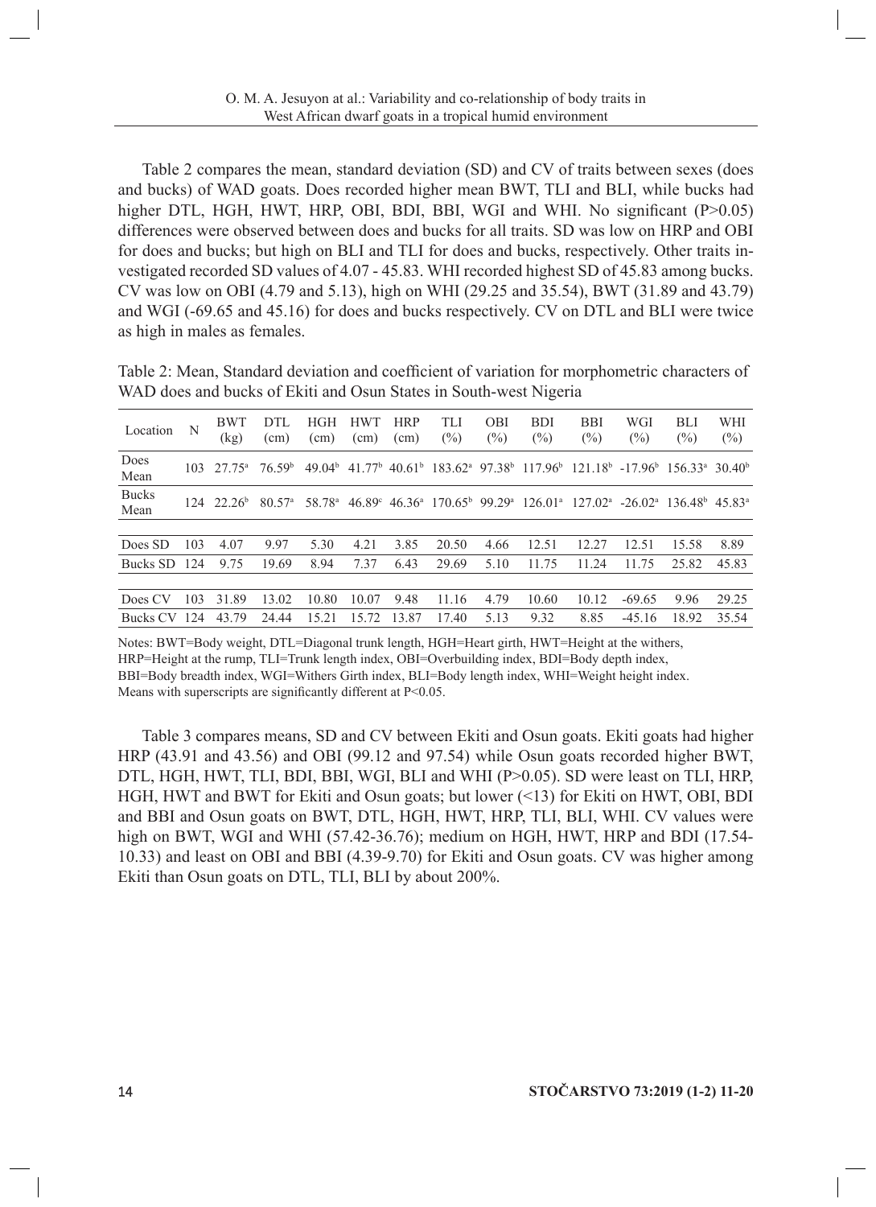Table 2 compares the mean, standard deviation (SD) and CV of traits between sexes (does and bucks) of WAD goats. Does recorded higher mean BWT, TLI and BLI, while bucks had higher DTL, HGH, HWT, HRP, OBI, BDI, BBI, WGI and WHI. No significant (P>0.05) differences were observed between does and bucks for all traits. SD was low on HRP and OBI for does and bucks; but high on BLI and TLI for does and bucks, respectively. Other traits investigated recorded SD values of 4.07 - 45.83. WHI recorded highest SD of 45.83 among bucks. CV was low on OBI (4.79 and 5.13), high on WHI (29.25 and 35.54), BWT (31.89 and 43.79) and WGI (-69.65 and 45.16) for does and bucks respectively. CV on DTL and BLI were twice as high in males as females.

Table 2: Mean, Standard deviation and coefficient of variation for morphometric characters of WAD does and bucks of Ekiti and Osun States in South-west Nigeria

| Location | N | BWT (kg) | DTL (cm) | HGH (cm) | HWT (cm) | HRP (cm) | TLI (%) | OBI (%) | BDI (%) | BBI (%) | WGI (%) | BLI (%) | WHI (%) |
|---|---|---|---|---|---|---|---|---|---|---|---|---|---|
| Does Mean | 103 | 27.75[a] | 76.59[b] | 49.04[b] | 41.77[b] | 40.61[b] | 183.62[a] | 97.38[b] | 117.96[b] | 121.18[b] | -17.96[b] | 156.33[a] | 30.40[b] |
| Bucks Mean | 124 | 22.26[b] | 80.57[a] | 58.78[a] | 46.89[c] | 46.36[a] | 170.65[b] | 99.29[a] | 126.01[a] | 127.02[a] | -26.02[a] | 136.48[b] | 45.83[a] |
| Does SD | 103 | 4.07 | 9.97 | 5.30 | 4.21 | 3.85 | 20.50 | 4.66 | 12.51 | 12.27 | 12.51 | 15.58 | 8.89 |
| Bucks SD | 124 | 9.75 | 19.69 | 8.94 | 7.37 | 6.43 | 29.69 | 5.10 | 11.75 | 11.24 | 11.75 | 25.82 | 45.83 |
| Does CV | 103 | 31.89 | 13.02 | 10.80 | 10.07 | 9.48 | 11.16 | 4.79 | 10.60 | 10.12 | -69.65 | 9.96 | 29.25 |
| Bucks CV | 124 | 43.79 | 24.44 | 15.21 | 15.72 | 13.87 | 17.40 | 5.13 | 9.32 | 8.85 | -45.16 | 18.92 | 35.54 |

Notes: BWT=Body weight, DTL=Diagonal trunk length, HGH=Heart girth, HWT=Height at the withers, HRP=Height at the rump, TLI=Trunk length index, OBI=Overbuilding index, BDI=Body depth index, BBI=Body breadth index, WGI=Withers Girth index, BLI=Body length index, WHI=Weight height index. Means with superscripts are significantly different at P<0.05.

Table 3 compares means, SD and CV between Ekiti and Osun goats. Ekiti goats had higher HRP (43.91 and 43.56) and OBI (99.12 and 97.54) while Osun goats recorded higher BWT, DTL, HGH, HWT, TLI, BDI, BBI, WGI, BLI and WHI (P>0.05). SD were least on TLI, HRP, HGH, HWT and BWT for Ekiti and Osun goats; but lower (<13) for Ekiti on HWT, OBI, BDI and BBI and Osun goats on BWT, DTL, HGH, HWT, HRP, TLI, BLI, WHI. CV values were high on BWT, WGI and WHI (57.42-36.76); medium on HGH, HWT, HRP and BDI (17.54-10.33) and least on OBI and BBI (4.39-9.70) for Ekiti and Osun goats. CV was higher among Ekiti than Osun goats on DTL, TLI, BLI by about 200%.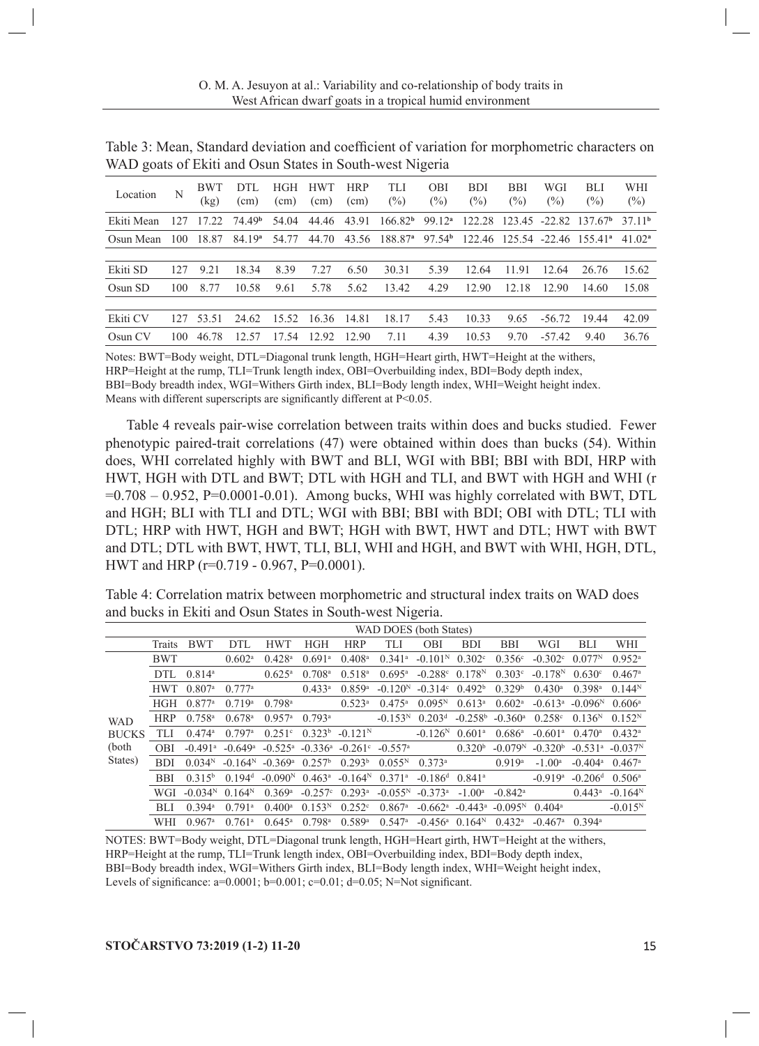Table 3: Mean, Standard deviation and coefficient of variation for morphometric characters on WAD goats of Ekiti and Osun States in South-west Nigeria

| Location | N | BWT (kg) | DTL (cm) | HGH (cm) | HWT (cm) | HRP (cm) | TLI (%) | OBI (%) | BDI (%) | BBI (%) | WGI (%) | BLI (%) | WHI (%) |
|---|---|---|---|---|---|---|---|---|---|---|---|---|---|
| Ekiti Mean | 127 | 17.22 | 74.49[b] | 54.04 | 44.46 | 43.91 | 166.82[b] | 99.12[a] | 122.28 | 123.45 | -22.82 | 137.67[b] | 37.11[b] |
| Osun Mean | 100 | 18.87 | 84.19[a] | 54.77 | 44.70 | 43.56 | 188.87[a] | 97.54[b] | 122.46 | 125.54 | -22.46 | 155.41[a] | 41.02[a] |
| Ekiti SD | 127 | 9.21 | 18.34 | 8.39 | 7.27 | 6.50 | 30.31 | 5.39 | 12.64 | 11.91 | 12.64 | 26.76 | 15.62 |
| Osun SD | 100 | 8.77 | 10.58 | 9.61 | 5.78 | 5.62 | 13.42 | 4.29 | 12.90 | 12.18 | 12.90 | 14.60 | 15.08 |
| Ekiti CV | 127 | 53.51 | 24.62 | 15.52 | 16.36 | 14.81 | 18.17 | 5.43 | 10.33 | 9.65 | -56.72 | 19.44 | 42.09 |
| Osun CV | 100 | 46.78 | 12.57 | 17.54 | 12.92 | 12.90 | 7.11 | 4.39 | 10.53 | 9.70 | -57.42 | 9.40 | 36.76 |

Notes: BWT=Body weight, DTL=Diagonal trunk length, HGH=Heart girth, HWT=Height at the withers, HRP=Height at the rump, TLI=Trunk length index, OBI=Overbuilding index, BDI=Body depth index, BBI=Body breadth index, WGI=Withers Girth index, BLI=Body length index, WHI=Weight height index. Means with different superscripts are significantly different at P<0.05.

Table 4 reveals pair-wise correlation between traits within does and bucks studied. Fewer phenotypic paired-trait correlations (47) were obtained within does than bucks (54). Within does, WHI correlated highly with BWT and BLI, WGI with BBI; BBI with BDI, HRP with HWT, HGH with DTL and BWT; DTL with HGH and TLI, and BWT with HGH and WHI (r =0.708 – 0.952, P=0.0001-0.01). Among bucks, WHI was highly correlated with BWT, DTL and HGH; BLI with TLI and DTL; WGI with BBI; BBI with BDI; OBI with DTL; TLI with DTL; HRP with HWT, HGH and BWT; HGH with BWT, HWT and DTL; HWT with BWT and DTL; DTL with BWT, HWT, TLI, BLI, WHI and HGH, and BWT with WHI, HGH, DTL, HWT and HRP (r=0.719 - 0.967, P=0.0001).

Table 4: Correlation matrix between morphometric and structural index traits on WAD does and bucks in Ekiti and Osun States in South-west Nigeria.

| | WAD DOES (both States) | | | | | | | | | | | | |
|---|---|---|---|---|---|---|---|---|---|---|---|---|---|
| | Traits | BWT | DTL | HWT | HGH | HRP | TLI | OBI | BDI | BBI | WGI | BLI | WHI |
| WAD BUCKS (both States) | BWT | | 0.602[a] | 0.428[a] | 0.691[a] | 0.408[a] | 0.341[a] | -0.101[N] | 0.302[c] | 0.356[c] | -0.302[c] | 0.077[N] | 0.952[a] |
| | DTL | 0.814[a] | | 0.625[a] | 0.708[a] | 0.518[a] | 0.695[a] | -0.288[c] | 0.178[N] | 0.303[c] | -0.178[N] | 0.630[c] | 0.467[a] |
| | HWT | 0.807[a] | 0.777[a] | | 0.433[a] | 0.859[a] | -0.120[N] | -0.314[c] | 0.492[b] | 0.329[b] | 0.430[a] | 0.398[a] | 0.144[N] |
| | HGH | 0.877[a] | 0.719[a] | 0.798[a] | | 0.523[a] | 0.475[a] | 0.095[N] | 0.613[a] | 0.602[a] | -0.613[a] | -0.096[N] | 0.606[a] |
| | HRP | 0.758[a] | 0.678[a] | 0.957[a] | 0.793[a] | | -0.153[N] | 0.203[d] | -0.258[b] | -0.360[a] | 0.258[c] | 0.136[N] | 0.152[N] |
| | TLI | 0.474[a] | 0.797[a] | 0.251[c] | 0.323[b] | -0.121[N] | | -0.126[N] | 0.601[a] | 0.686[a] | -0.601[a] | 0.470[a] | 0.432[a] |
| | OBI | -0.491[a] | -0.649[a] | -0.525[a] | -0.336[a] | -0.261[c] | -0.557[a] | | 0.320[b] | -0.079[N] | -0.320[b] | -0.531[a] | -0.037[N] |
| | BDI | 0.034[N] | -0.164[N] | -0.369[a] | 0.257[b] | 0.293[b] | 0.055[N] | 0.373[a] | | 0.919[a] | -1.00[a] | -0.404[a] | 0.467[a] |
| | BBI | 0.315[b] | 0.194[d] | -0.090[N] | 0.463[a] | -0.164[N] | 0.371[a] | -0.186[d] | 0.841[a] | | -0.919[a] | -0.206[d] | 0.506[a] |
| | WGI | -0.034[N] | 0.164[N] | 0.369[a] | -0.257[c] | 0.293[a] | -0.055[N] | -0.373[a] | -1.00[a] | -0.842[a] | | 0.443[a] | -0.164[N] |
| | BLI | 0.394[a] | 0.791[a] | 0.400[a] | 0.153[N] | 0.252[c] | 0.867[a] | -0.662[a] | -0.443[a] | -0.095[N] | 0.404[a] | | -0.015[N] |
| | WHI | 0.967[a] | 0.761[a] | 0.645[a] | 0.798[a] | 0.589[a] | 0.547[a] | -0.456[a] | 0.164[N] | 0.432[a] | -0.467[a] | 0.394[a] | |

NOTES: BWT=Body weight, DTL=Diagonal trunk length, HGH=Heart girth, HWT=Height at the withers, HRP=Height at the rump, TLI=Trunk length index, OBI=Overbuilding index, BDI=Body depth index, BBI=Body breadth index, WGI=Withers Girth index, BLI=Body length index, WHI=Weight height index, Levels of significance: a=0.0001; b=0.001; c=0.01; d=0.05; N=Not significant.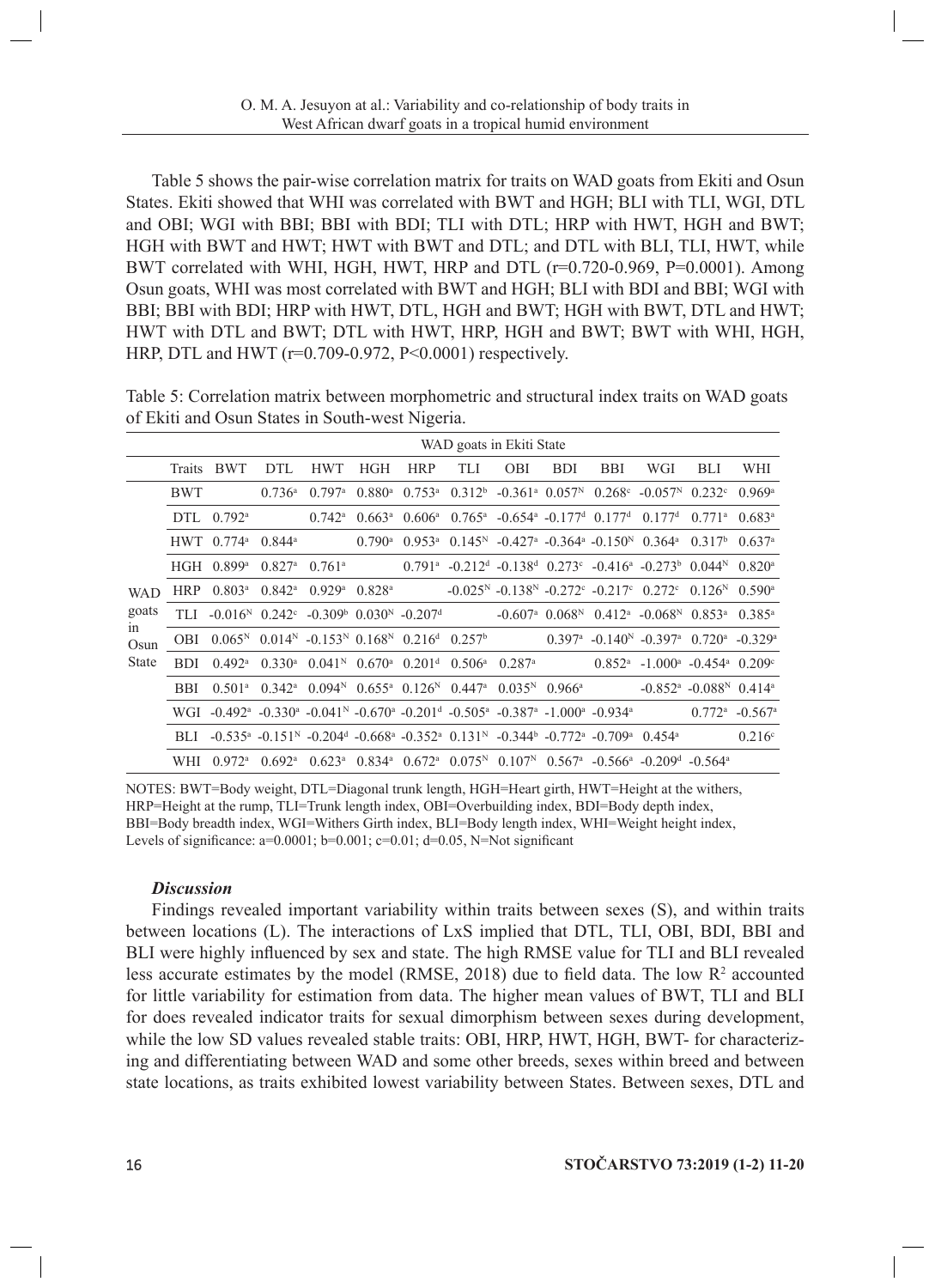Table 5 shows the pair-wise correlation matrix for traits on WAD goats from Ekiti and Osun States. Ekiti showed that WHI was correlated with BWT and HGH; BLI with TLI, WGI, DTL and OBI; WGI with BBI; BBI with BDI; TLI with DTL; HRP with HWT, HGH and BWT; HGH with BWT and HWT; HWT with BWT and DTL; and DTL with BLI, TLI, HWT, while BWT correlated with WHI, HGH, HWT, HRP and DTL (r=0.720-0.969, P=0.0001). Among Osun goats, WHI was most correlated with BWT and HGH; BLI with BDI and BBI; WGI with BBI; BBI with BDI; HRP with HWT, DTL, HGH and BWT; HGH with BWT, DTL and HWT; HWT with DTL and BWT; DTL with HWT, HRP, HGH and BWT; BWT with WHI, HGH, HRP, DTL and HWT (r=0.709-0.972, P<0.0001) respectively.

Table 5: Correlation matrix between morphometric and structural index traits on WAD goats of Ekiti and Osun States in South-west Nigeria.

| | WAD goats in Ekiti State | | | | | | | | | | | | |
|---|---|---|---|---|---|---|---|---|---|---|---|---|---|
| | Traits | BWT | DTL | HWT | HGH | HRP | TLI | OBI | BDI | BBI | WGI | BLI | WHI |
| WAD goats in Osun State | BWT | | 0.736[a] | 0.797[a] | 0.880[a] | 0.753[a] | 0.312[b] | -0.361[a] | 0.057[N] | 0.268[c] | -0.057[N] | 0.232[c] | 0.969[a] |
| | DTL | 0.792[a] | | 0.742[a] | 0.663[a] | 0.606[a] | 0.765[a] | -0.654[a] | -0.177[d] | 0.177[d] | 0.177[d] | 0.771[a] | 0.683[a] |
| | HWT | 0.774[a] | 0.844[a] | | 0.790[a] | 0.953[a] | 0.145[N] | -0.427[a] | -0.364[a] | -0.150[N] | 0.364[a] | 0.317[b] | 0.637[a] |
| | HGH | 0.899[a] | 0.827[a] | 0.761[a] | | 0.791[a] | -0.212[d] | -0.138[d] | 0.273[c] | -0.416[a] | -0.273[b] | 0.044[N] | 0.820[a] |
| | HRP | 0.803[a] | 0.842[a] | 0.929[a] | 0.828[a] | | -0.025[N] | -0.138[N] | -0.272[c] | -0.217[c] | 0.272[c] | 0.126[N] | 0.590[a] |
| | TLI | -0.016[N] | 0.242[c] | -0.309[b] | 0.030[N] | -0.207[d] | | -0.607[a] | 0.068[N] | 0.412[a] | -0.068[N] | 0.853[a] | 0.385[a] |
| | OBI | 0.065[N] | 0.014[N] | -0.153[N] | 0.168[N] | 0.216[d] | 0.257[b] | | 0.397[a] | -0.140[N] | -0.397[a] | 0.720[a] | -0.329[a] |
| | BDI | 0.492[a] | 0.330[a] | 0.041[N] | 0.670[a] | 0.201[d] | 0.506[a] | 0.287[a] | | 0.852[a] | -1.000[a] | -0.454[a] | 0.209[c] |
| | BBI | 0.501[a] | 0.342[a] | 0.094[N] | 0.655[a] | 0.126[N] | 0.447[a] | 0.035[N] | 0.966[a] | | -0.852[a] | -0.088[N] | 0.414[a] |
| | WGI | -0.492[a] | -0.330[a] | -0.041[N] | -0.670[a] | -0.201[d] | -0.505[a] | -0.387[a] | -1.000[a] | -0.934[a] | | 0.772[a] | -0.567[a] |
| | BLI | -0.535[a] | -0.151[N] | -0.204[d] | -0.668[a] | -0.352[a] | 0.131[N] | -0.344[b] | -0.772[a] | -0.709[a] | 0.454[a] | | 0.216[c] |
| | WHI | 0.972[a] | 0.692[a] | 0.623[a] | 0.834[a] | 0.672[a] | 0.075[N] | 0.107[N] | 0.567[a] | -0.566[a] | -0.209[d] | -0.564[a] | |

NOTES: BWT=Body weight, DTL=Diagonal trunk length, HGH=Heart girth, HWT=Height at the withers, HRP=Height at the rump, TLI=Trunk length index, OBI=Overbuilding index, BDI=Body depth index, BBI=Body breadth index, WGI=Withers Girth index, BLI=Body length index, WHI=Weight height index, Levels of significance: a=0.0001; b=0.001; c=0.01; d=0.05, N=Not significant

### *Discussion*

Findings revealed important variability within traits between sexes (S), and within traits between locations (L). The interactions of LxS implied that DTL, TLI, OBI, BDI, BBI and BLI were highly influenced by sex and state. The high RMSE value for TLI and BLI revealed less accurate estimates by the model (RMSE, 2018) due to field data. The low $R^2$ accounted for little variability for estimation from data. The higher mean values of BWT, TLI and BLI for does revealed indicator traits for sexual dimorphism between sexes during development, while the low SD values revealed stable traits: OBI, HRP, HWT, HGH, BWT- for characterizing and differentiating between WAD and some other breeds, sexes within breed and between state locations, as traits exhibited lowest variability between States. Between sexes, DTL and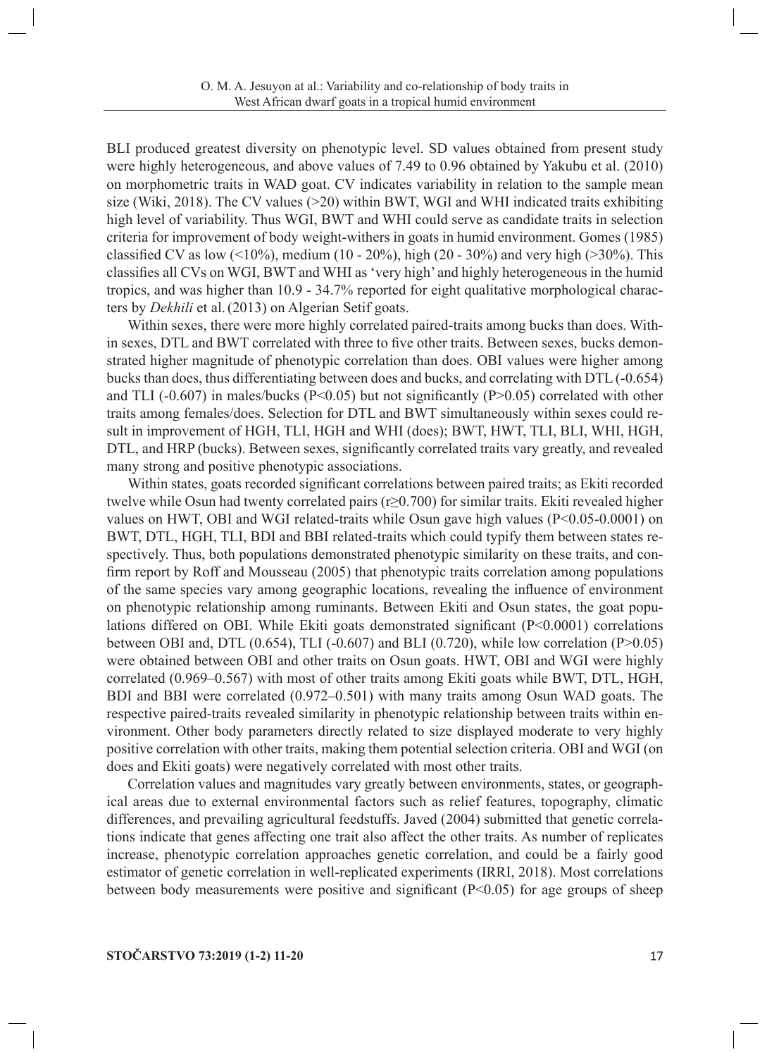BLI produced greatest diversity on phenotypic level. SD values obtained from present study were highly heterogeneous, and above values of 7.49 to 0.96 obtained by Yakubu et al. (2010) on morphometric traits in WAD goat. CV indicates variability in relation to the sample mean size (Wiki, 2018). The CV values (>20) within BWT, WGI and WHI indicated traits exhibiting high level of variability. Thus WGI, BWT and WHI could serve as candidate traits in selection criteria for improvement of body weight-withers in goats in humid environment. Gomes (1985) classified CV as low (<10%), medium (10 - 20%), high (20 - 30%) and very high (>30%). This classifies all CVs on WGI, BWT and WHI as 'very high' and highly heterogeneous in the humid tropics, and was higher than 10.9 - 34.7% reported for eight qualitative morphological characters by *Dekhili* et al. (2013) on Algerian Setif goats.

Within sexes, there were more highly correlated paired-traits among bucks than does. Within sexes, DTL and BWT correlated with three to five other traits. Between sexes, bucks demonstrated higher magnitude of phenotypic correlation than does. OBI values were higher among bucks than does, thus differentiating between does and bucks, and correlating with DTL (-0.654) and TLI (-0.607) in males/bucks ($P<0.05$) but not significantly ($P>0.05$) correlated with other traits among females/does. Selection for DTL and BWT simultaneously within sexes could result in improvement of HGH, TLI, HGH and WHI (does); BWT, HWT, TLI, BLI, WHI, HGH, DTL, and HRP (bucks). Between sexes, significantly correlated traits vary greatly, and revealed many strong and positive phenotypic associations.

Within states, goats recorded significant correlations between paired traits; as Ekiti recorded twelve while Osun had twenty correlated pairs ($r \geq 0.700$) for similar traits. Ekiti revealed higher values on HWT, OBI and WGI related-traits while Osun gave high values ($P<0.05$-$0.0001$) on BWT, DTL, HGH, TLI, BDI and BBI related-traits which could typify them between states respectively. Thus, both populations demonstrated phenotypic similarity on these traits, and confirm report by Roff and Mousseau (2005) that phenotypic traits correlation among populations of the same species vary among geographic locations, revealing the influence of environment on phenotypic relationship among ruminants. Between Ekiti and Osun states, the goat populations differed on OBI. While Ekiti goats demonstrated significant ($P<0.0001$) correlations between OBI and, DTL (0.654), TLI (-0.607) and BLI (0.720), while low correlation ($P>0.05$) were obtained between OBI and other traits on Osun goats. HWT, OBI and WGI were highly correlated (0.969–0.567) with most of other traits among Ekiti goats while BWT, DTL, HGH, BDI and BBI were correlated (0.972–0.501) with many traits among Osun WAD goats. The respective paired-traits revealed similarity in phenotypic relationship between traits within environment. Other body parameters directly related to size displayed moderate to very highly positive correlation with other traits, making them potential selection criteria. OBI and WGI (on does and Ekiti goats) were negatively correlated with most other traits.

Correlation values and magnitudes vary greatly between environments, states, or geographical areas due to external environmental factors such as relief features, topography, climatic differences, and prevailing agricultural feedstuffs. Javed (2004) submitted that genetic correlations indicate that genes affecting one trait also affect the other traits. As number of replicates increase, phenotypic correlation approaches genetic correlation, and could be a fairly good estimator of genetic correlation in well-replicated experiments (IRRI, 2018). Most correlations between body measurements were positive and significant ($P<0.05$) for age groups of sheep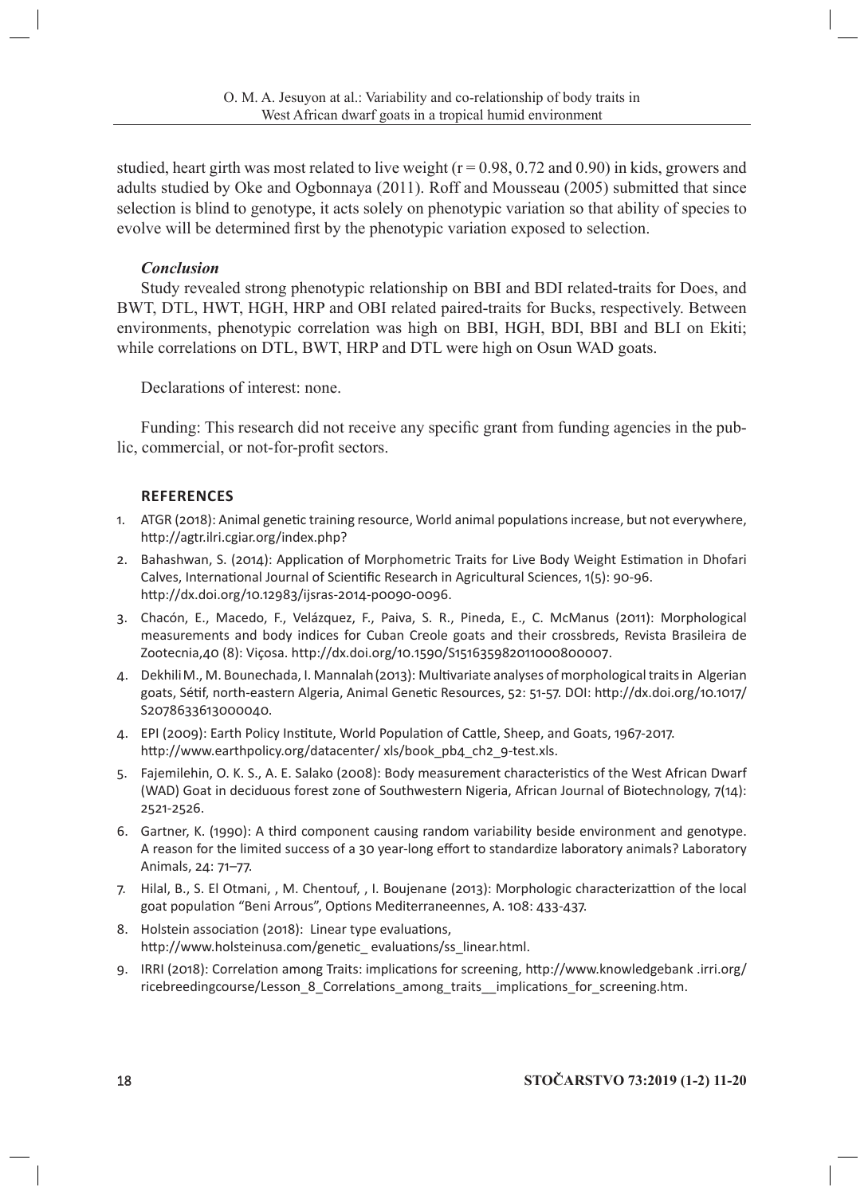studied, heart girth was most related to live weight (r = 0.98, 0.72 and 0.90) in kids, growers and adults studied by Oke and Ogbonnaya (2011). Roff and Mousseau (2005) submitted that since selection is blind to genotype, it acts solely on phenotypic variation so that ability of species to evolve will be determined first by the phenotypic variation exposed to selection.

### *Conclusion*

Study revealed strong phenotypic relationship on BBI and BDI related-traits for Does, and BWT, DTL, HWT, HGH, HRP and OBI related paired-traits for Bucks, respectively. Between environments, phenotypic correlation was high on BBI, HGH, BDI, BBI and BLI on Ekiti; while correlations on DTL, BWT, HRP and DTL were high on Osun WAD goats.

Declarations of interest: none.

Funding: This research did not receive any specific grant from funding agencies in the public, commercial, or not-for-profit sectors.

## REFERENCES

1. ATGR (2018): Animal genetic training resource, World animal populations increase, but not everywhere, http://agtr.ilri.cgiar.org/index.php?
2. Bahashwan, S. (2014): Application of Morphometric Traits for Live Body Weight Estimation in Dhofari Calves, International Journal of Scientific Research in Agricultural Sciences, 1(5): 90-96. http://dx.doi.org/10.12983/ijsras-2014-p0090-0096.
3. Chacón, E., Macedo, F., Velázquez, F., Paiva, S. R., Pineda, E., C. McManus (2011): Morphological measurements and body indices for Cuban Creole goats and their crossbreds, Revista Brasileira de Zootecnia,40 (8): Viçosa. http://dx.doi.org/10.1590/S151635982011000800007.
4. Dekhili M., M. Bounechada, I. Mannalah (2013): Multivariate analyses of morphological traits in Algerian goats, Sétif, north-eastern Algeria, Animal Genetic Resources, 52: 51-57. DOI: http://dx.doi.org/10.1017/S2078633613000040.
4. EPI (2009): Earth Policy Institute, World Population of Cattle, Sheep, and Goats, 1967-2017. http://www.earthpolicy.org/datacenter/ xls/book_pb4_ch2_9-test.xls.
5. Fajemilehin, O. K. S., A. E. Salako (2008): Body measurement characteristics of the West African Dwarf (WAD) Goat in deciduous forest zone of Southwestern Nigeria, African Journal of Biotechnology, 7(14): 2521-2526.
6. Gartner, K. (1990): A third component causing random variability beside environment and genotype. A reason for the limited success of a 30 year-long effort to standardize laboratory animals? Laboratory Animals, 24: 71–77.
7. Hilal, B., S. El Otmani, , M. Chentouf, , I. Boujenane (2013): Morphologic characterizattion of the local goat population "Beni Arrous", Options Mediterraneennes, A. 108: 433-437.
8. Holstein association (2018): Linear type evaluations, http://www.holsteinusa.com/genetic_ evaluations/ss_linear.html.
9. IRRI (2018): Correlation among Traits: implications for screening, http://www.knowledgebank .irri.org/ricebreedingcourse/Lesson_8_Correlations_among_traits__implications_for_screening.htm.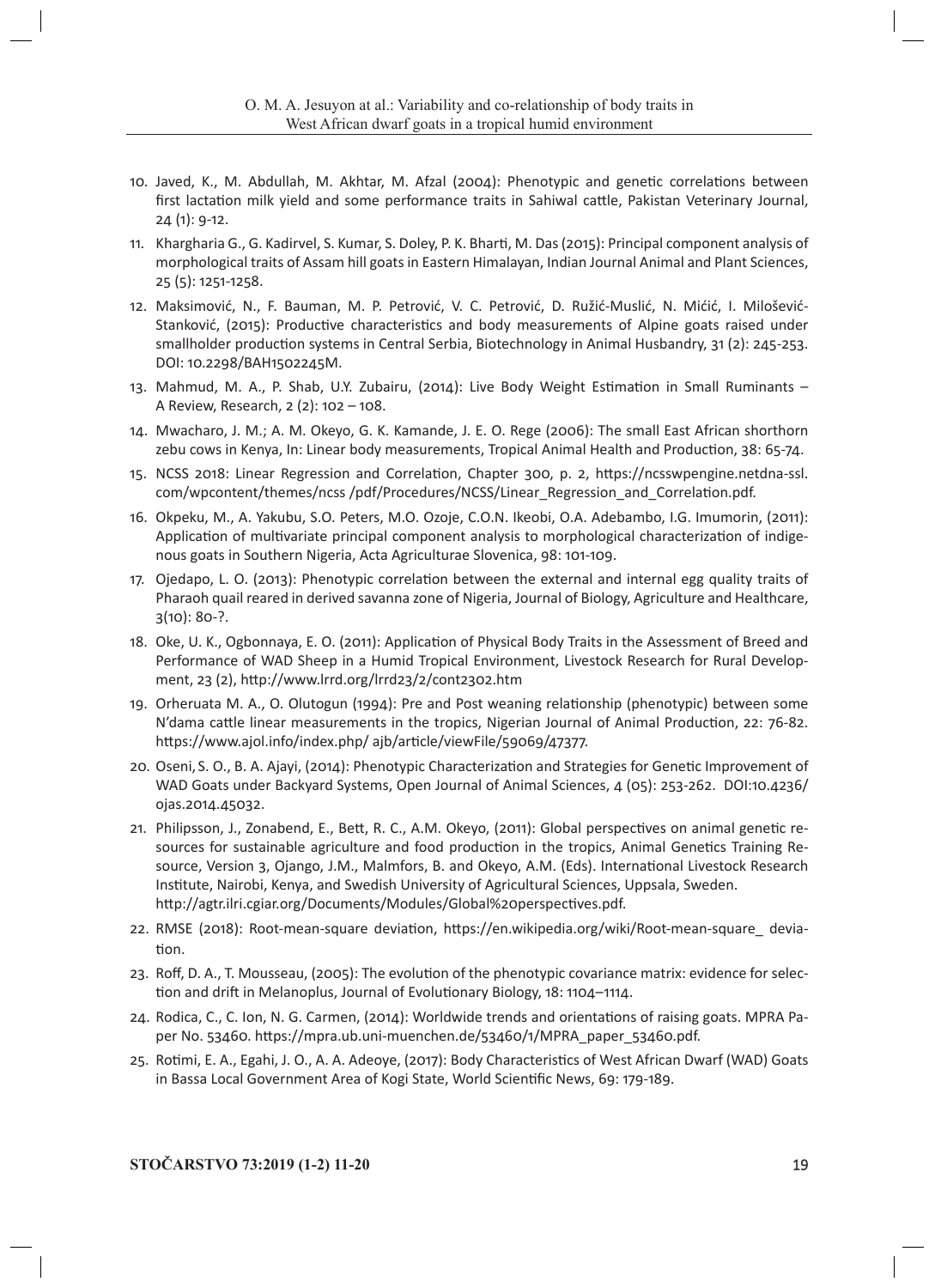10. Javed, K., M. Abdullah, M. Akhtar, M. Afzal (2004): Phenotypic and genetic correlations between first lactation milk yield and some performance traits in Sahiwal cattle, Pakistan Veterinary Journal, 24 (1): 9-12.
11. Khargharia G., G. Kadirvel, S. Kumar, S. Doley, P. K. Bharti, M. Das (2015): Principal component analysis of morphological traits of Assam hill goats in Eastern Himalayan, Indian Journal Animal and Plant Sciences, 25 (5): 1251-1258.
12. Maksimović, N., F. Bauman, M. P. Petrović, V. C. Petrović, D. Ružić-Muslić, N. Mićić, I. Milošević-Stanković, (2015): Productive characteristics and body measurements of Alpine goats raised under smallholder production systems in Central Serbia, Biotechnology in Animal Husbandry, 31 (2): 245-253. DOI: 10.2298/BAH1502245M.
13. Mahmud, M. A., P. Shab, U.Y. Zubairu, (2014): Live Body Weight Estimation in Small Ruminants – A Review, Research, 2 (2): 102 – 108.
14. Mwacharo, J. M.; A. M. Okeyo, G. K. Kamande, J. E. O. Rege (2006): The small East African shorthorn zebu cows in Kenya, In: Linear body measurements, Tropical Animal Health and Production, 38: 65-74.
15. NCSS 2018: Linear Regression and Correlation, Chapter 300, p. 2, https://ncsswpengine.netdna-ssl.com/wpcontent/themes/ncss /pdf/Procedures/NCSS/Linear_Regression_and_Correlation.pdf.
16. Okpeku, M., A. Yakubu, S.O. Peters, M.O. Ozoje, C.O.N. Ikeobi, O.A. Adebambo, I.G. Imumorin, (2011): Application of multivariate principal component analysis to morphological characterization of indigenous goats in Southern Nigeria, Acta Agriculturae Slovenica, 98: 101-109.
17. Ojedapo, L. O. (2013): Phenotypic correlation between the external and internal egg quality traits of Pharaoh quail reared in derived savanna zone of Nigeria, Journal of Biology, Agriculture and Healthcare, 3(10): 80-?.
18. Oke, U. K., Ogbonnaya, E. O. (2011): Application of Physical Body Traits in the Assessment of Breed and Performance of WAD Sheep in a Humid Tropical Environment, Livestock Research for Rural Development, 23 (2), http://www.lrrd.org/lrrd23/2/cont2302.htm
19. Orheruata M. A., O. Olutogun (1994): Pre and Post weaning relationship (phenotypic) between some N'dama cattle linear measurements in the tropics, Nigerian Journal of Animal Production, 22: 76-82. https://www.ajol.info/index.php/ ajb/article/viewFile/59069/47377.
20. Oseni, S. O., B. A. Ajayi, (2014): Phenotypic Characterization and Strategies for Genetic Improvement of WAD Goats under Backyard Systems, Open Journal of Animal Sciences, 4 (05): 253-262. DOI:10.4236/ojas.2014.45032.
21. Philipsson, J., Zonabend, E., Bett, R. C., A.M. Okeyo, (2011): Global perspectives on animal genetic resources for sustainable agriculture and food production in the tropics, Animal Genetics Training Resource, Version 3, Ojango, J.M., Malmfors, B. and Okeyo, A.M. (Eds). International Livestock Research Institute, Nairobi, Kenya, and Swedish University of Agricultural Sciences, Uppsala, Sweden. http://agtr.ilri.cgiar.org/Documents/Modules/Global%20perspectives.pdf.
22. RMSE (2018): Root-mean-square deviation, https://en.wikipedia.org/wiki/Root-mean-square_ deviation.
23. Roff, D. A., T. Mousseau, (2005): The evolution of the phenotypic covariance matrix: evidence for selection and drift in Melanoplus, Journal of Evolutionary Biology, 18: 1104–1114.
24. Rodica, C., C. Ion, N. G. Carmen, (2014): Worldwide trends and orientations of raising goats. MPRA Paper No. 53460. https://mpra.ub.uni-muenchen.de/53460/1/MPRA_paper_53460.pdf.
25. Rotimi, E. A., Egahi, J. O., A. A. Adeoye, (2017): Body Characteristics of West African Dwarf (WAD) Goats in Bassa Local Government Area of Kogi State, World Scientific News, 69: 179-189.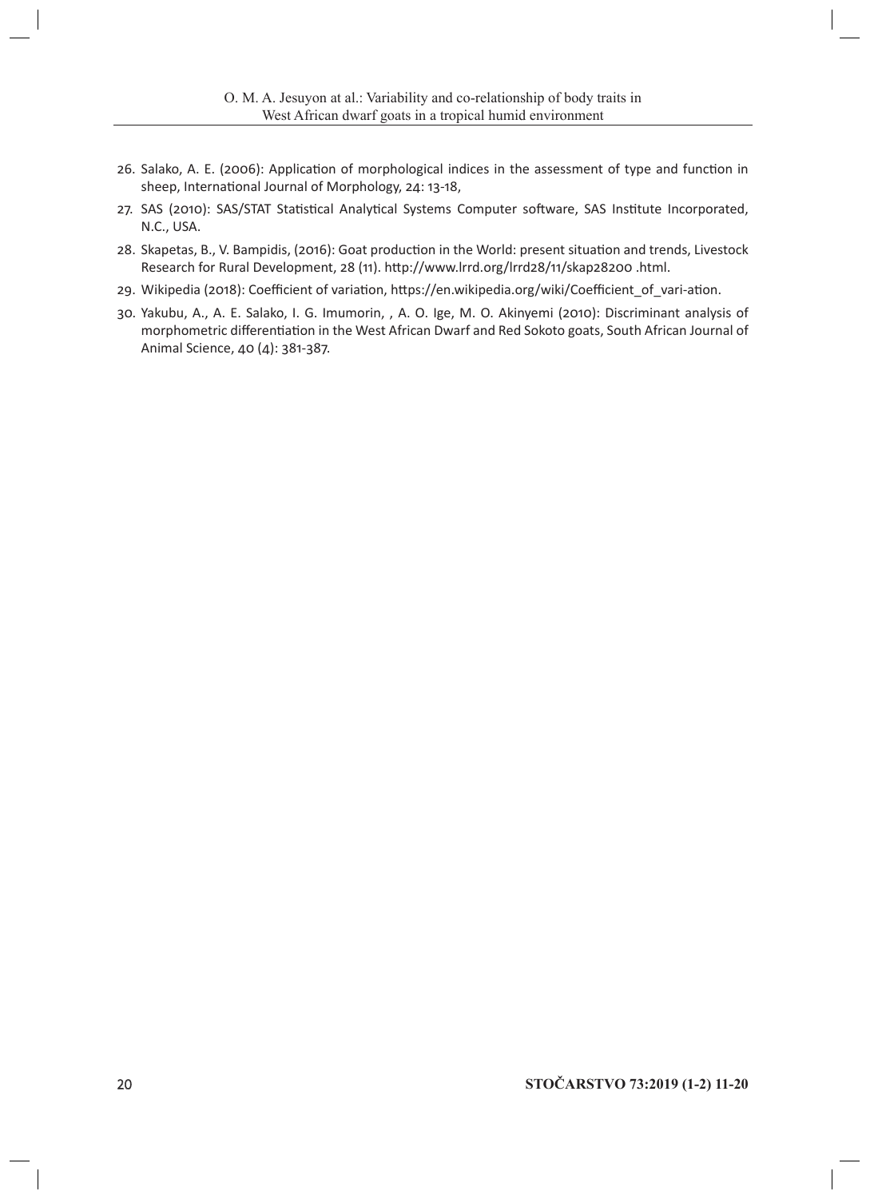26. Salako, A. E. (2006): Application of morphological indices in the assessment of type and function in sheep, International Journal of Morphology, 24: 13-18,
27. SAS (2010): SAS/STAT Statistical Analytical Systems Computer software, SAS Institute Incorporated, N.C., USA.
28. Skapetas, B., V. Bampidis, (2016): Goat production in the World: present situation and trends, Livestock Research for Rural Development, 28 (11). http://www.lrrd.org/lrrd28/11/skap28200 .html.
29. Wikipedia (2018): Coefficient of variation, https://en.wikipedia.org/wiki/Coefficient_of_vari-ation.
30. Yakubu, A., A. E. Salako, I. G. Imumorin, , A. O. Ige, M. O. Akinyemi (2010): Discriminant analysis of morphometric differentiation in the West African Dwarf and Red Sokoto goats, South African Journal of Animal Science, 40 (4): 381-387.